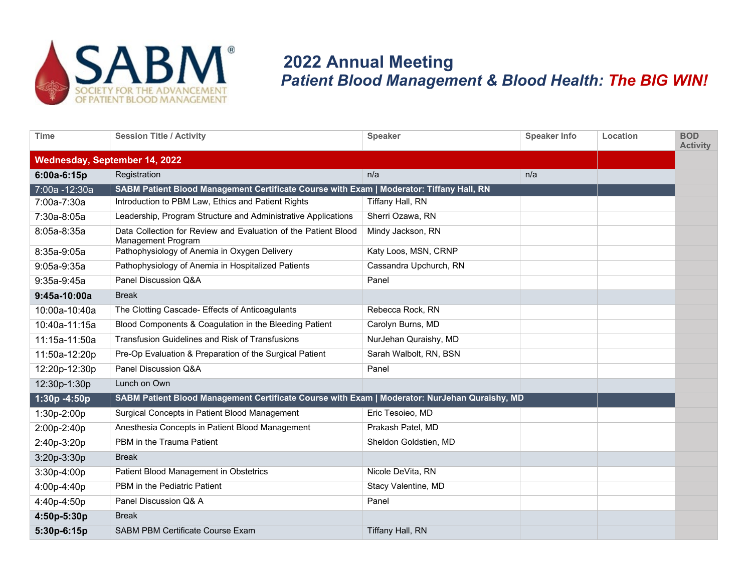SABM® SOCIETY FOR THE ADVANCEMENT OF PATIENT BLOOD MANAGEMENT

# 2022 Annual Meeting

## *Patient Blood Management & Blood Health: The BIG WIN!*

| Time | Session Title / Activity | Speaker | Speaker Info | Location | BOD Activity |
|---|---|---|---|---|---|
| **Wednesday, September 14, 2022** | | | | | |
| **6:00a-6:15p** | Registration | n/a | n/a | | |
| 7:00a -12:30a | **SABM Patient Blood Management Certificate Course with Exam \| Moderator: Tiffany Hall, RN** | | | | |
| 7:00a-7:30a | Introduction to PBM Law, Ethics and Patient Rights | Tiffany Hall, RN | | | |
| 7:30a-8:05a | Leadership, Program Structure and Administrative Applications | Sherri Ozawa, RN | | | |
| 8:05a-8:35a | Data Collection for Review and Evaluation of the Patient Blood Management Program | Mindy Jackson, RN | | | |
| 8:35a-9:05a | Pathophysiology of Anemia in Oxygen Delivery | Katy Loos, MSN, CRNP | | | |
| 9:05a-9:35a | Pathophysiology of Anemia in Hospitalized Patients | Cassandra Upchurch, RN | | | |
| 9:35a-9:45a | Panel Discussion Q&A | Panel | | | |
| **9:45a-10:00a** | Break | | | | |
| 10:00a-10:40a | The Clotting Cascade- Effects of Anticoagulants | Rebecca Rock, RN | | | |
| 10:40a-11:15a | Blood Components & Coagulation in the Bleeding Patient | Carolyn Burns, MD | | | |
| 11:15a-11:50a | Transfusion Guidelines and Risk of Transfusions | NurJehan Quraishy, MD | | | |
| 11:50a-12:20p | Pre-Op Evaluation & Preparation of the Surgical Patient | Sarah Walbolt, RN, BSN | | | |
| 12:20p-12:30p | Panel Discussion Q&A | Panel | | | |
| 12:30p-1:30p | Lunch on Own | | | | |
| **1:30p -4:50p** | **SABM Patient Blood Management Certificate Course with Exam \| Moderator: NurJehan Quraishy, MD** | | | | |
| 1:30p-2:00p | Surgical Concepts in Patient Blood Management | Eric Tesoieo, MD | | | |
| 2:00p-2:40p | Anesthesia Concepts in Patient Blood Management | Prakash Patel, MD | | | |
| 2:40p-3:20p | PBM in the Trauma Patient | Sheldon Goldstien, MD | | | |
| 3:20p-3:30p | Break | | | | |
| 3:30p-4:00p | Patient Blood Management in Obstetrics | Nicole DeVita, RN | | | |
| 4:00p-4:40p | PBM in the Pediatric Patient | Stacy Valentine, MD | | | |
| 4:40p-4:50p | Panel Discussion Q& A | Panel | | | |
| **4:50p-5:30p** | Break | | | | |
| **5:30p-6:15p** | SABM PBM Certificate Course Exam | Tiffany Hall, RN | | | |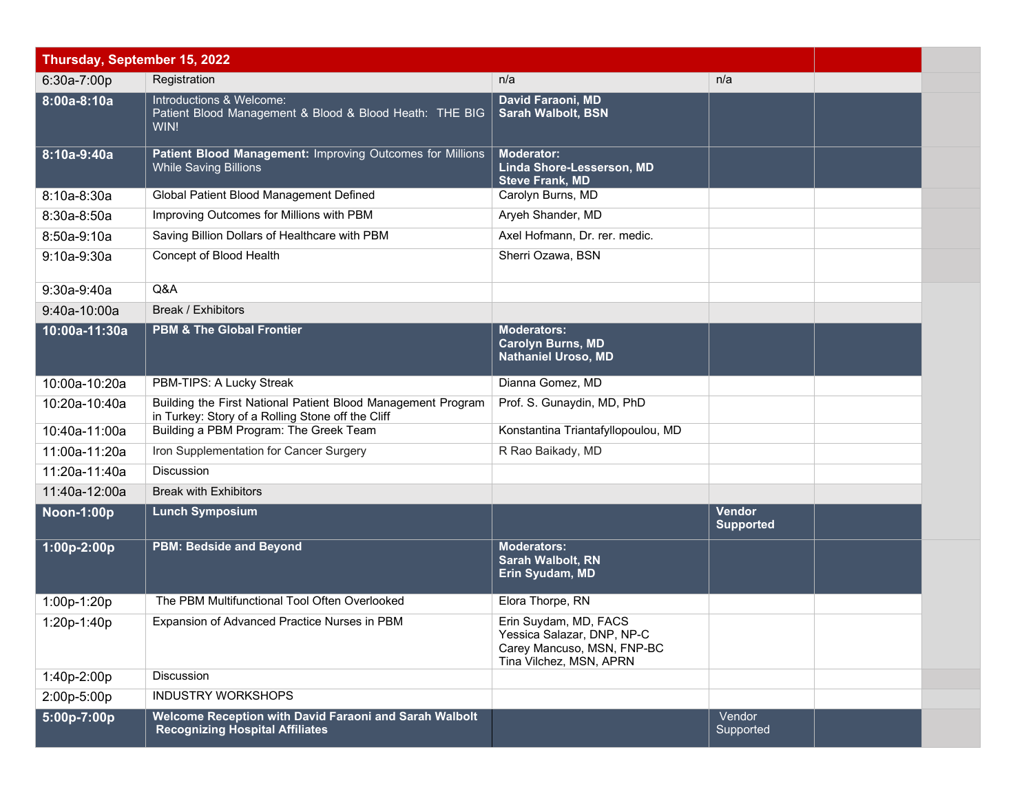| Thursday, September 15, 2022 | | | | |
|---|---|---|---|---|
| 6:30a-7:00p | Registration | n/a | n/a | |
| **8:00a-8:10a** | Introductions & Welcome: Patient Blood Management & Blood & Blood Heath: THE BIG WIN! | **David Faraoni, MD** **Sarah Walbolt, BSN** | | |
| **8:10a-9:40a** | **Patient Blood Management:** Improving Outcomes for Millions While Saving Billions | **Moderator:** **Linda Shore-Lesserson, MD** **Steve Frank, MD** | | |
| 8:10a-8:30a | Global Patient Blood Management Defined | Carolyn Burns, MD | | |
| 8:30a-8:50a | Improving Outcomes for Millions with PBM | Aryeh Shander, MD | | |
| 8:50a-9:10a | Saving Billion Dollars of Healthcare with PBM | Axel Hofmann, Dr. rer. medic. | | |
| 9:10a-9:30a | Concept of Blood Health | Sherri Ozawa, BSN | | |
| 9:30a-9:40a | Q&A | | | |
| 9:40a-10:00a | Break / Exhibitors | | | |
| **10:00a-11:30a** | **PBM & The Global Frontier** | **Moderators:** **Carolyn Burns, MD** **Nathaniel Uroso, MD** | | |
| 10:00a-10:20a | PBM-TIPS: A Lucky Streak | Dianna Gomez, MD | | |
| 10:20a-10:40a | Building the First National Patient Blood Management Program in Turkey: Story of a Rolling Stone off the Cliff | Prof. S. Gunaydin, MD, PhD | | |
| 10:40a-11:00a | Building a PBM Program: The Greek Team | Konstantina Triantafyllopoulou, MD | | |
| 11:00a-11:20a | Iron Supplementation for Cancer Surgery | R Rao Baikady, MD | | |
| 11:20a-11:40a | Discussion | | | |
| 11:40a-12:00a | Break with Exhibitors | | | |
| **Noon-1:00p** | **Lunch Symposium** | | **Vendor Supported** | |
| **1:00p-2:00p** | **PBM: Bedside and Beyond** | **Moderators:** **Sarah Walbolt, RN** **Erin Syudam, MD** | | |
| 1:00p-1:20p | The PBM Multifunctional Tool Often Overlooked | Elora Thorpe, RN | | |
| 1:20p-1:40p | Expansion of Advanced Practice Nurses in PBM | Erin Suydam, MD, FACS Yessica Salazar, DNP, NP-C Carey Mancuso, MSN, FNP-BC Tina Vilchez, MSN, APRN | | |
| 1:40p-2:00p | Discussion | | | |
| 2:00p-5:00p | INDUSTRY WORKSHOPS | | | |
| **5:00p-7:00p** | **Welcome Reception with David Faraoni and Sarah Walbolt Recognizing Hospital Affiliates** | | Vendor Supported | |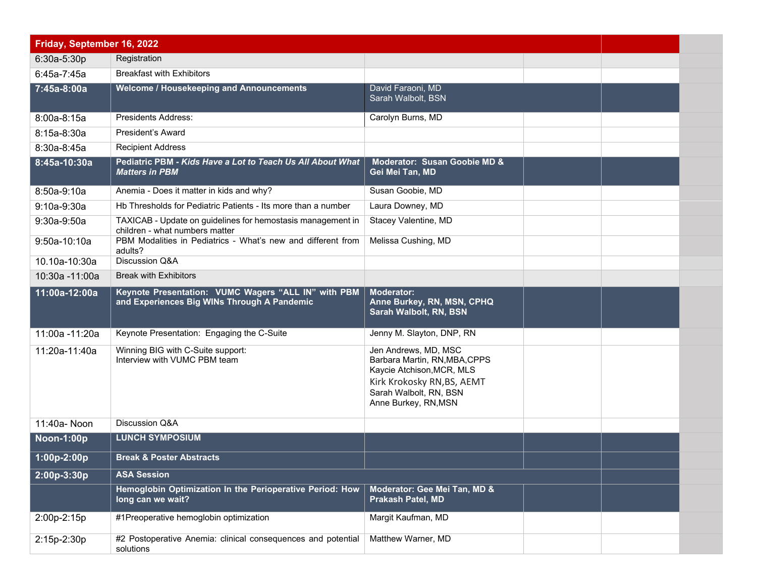| Friday, September 16, 2022 | | | | | |
|---|---|---|---|---|---|
| 6:30a-5:30p | Registration | | | | |
| 6:45a-7:45a | Breakfast with Exhibitors | | | | |
| **7:45a-8:00a** | **Welcome / Housekeeping and Announcements** | David Faraoni, MD<br>Sarah Walbolt, BSN | | | |
| 8:00a-8:15a | Presidents Address: | Carolyn Burns, MD | | | |
| 8:15a-8:30a | President's Award | | | | |
| 8:30a-8:45a | Recipient Address | | | | |
| **8:45a-10:30a** | **Pediatric PBM - *Kids Have a Lot to Teach Us All About What Matters in PBM*** | **Moderator: Susan Goobie MD & Gei Mei Tan, MD** | | | |
| 8:50a-9:10a | Anemia - Does it matter in kids and why? | Susan Goobie, MD | | | |
| 9:10a-9:30a | Hb Thresholds for Pediatric Patients - Its more than a number | Laura Downey, MD | | | |
| 9:30a-9:50a | TAXICAB - Update on guidelines for hemostasis management in children - what numbers matter | Stacey Valentine, MD | | | |
| 9:50a-10:10a | PBM Modalities in Pediatrics - What's new and different from adults? | Melissa Cushing, MD | | | |
| 10.10a-10:30a | Discussion Q&A | | | | |
| 10:30a -11:00a | Break with Exhibitors | | | | |
| **11:00a-12:00a** | **Keynote Presentation: VUMC Wagers "ALL IN" with PBM and Experiences Big WINs Through A Pandemic** | **Moderator:<br>Anne Burkey, RN, MSN, CPHQ<br>Sarah Walbolt, RN, BSN** | | | |
| 11:00a -11:20a | Keynote Presentation: Engaging the C-Suite | Jenny M. Slayton, DNP, RN | | | |
| 11:20a-11:40a | Winning BIG with C-Suite support:<br>Interview with VUMC PBM team | Jen Andrews, MD, MSC<br>Barbara Martin, RN,MBA,CPPS<br>Kaycie Atchison,MCR, MLS<br>Kirk Krokosky RN,BS, AEMT<br>Sarah Walbolt, RN, BSN<br>Anne Burkey, RN,MSN | | | |
| 11:40a- Noon | Discussion Q&A | | | | |
| **Noon-1:00p** | **LUNCH SYMPOSIUM** | | | | |
| **1:00p-2:00p** | **Break & Poster Abstracts** | | | | |
| **2:00p-3:30p** | **ASA Session** | | | | |
| | **Hemoglobin Optimization In the Perioperative Period: How long can we wait?** | **Moderator: Gee Mei Tan, MD & Prakash Patel, MD** | | | |
| 2:00p-2:15p | #1Preoperative hemoglobin optimization | Margit Kaufman, MD | | | |
| 2:15p-2:30p | #2 Postoperative Anemia: clinical consequences and potential solutions | Matthew Warner, MD | | | |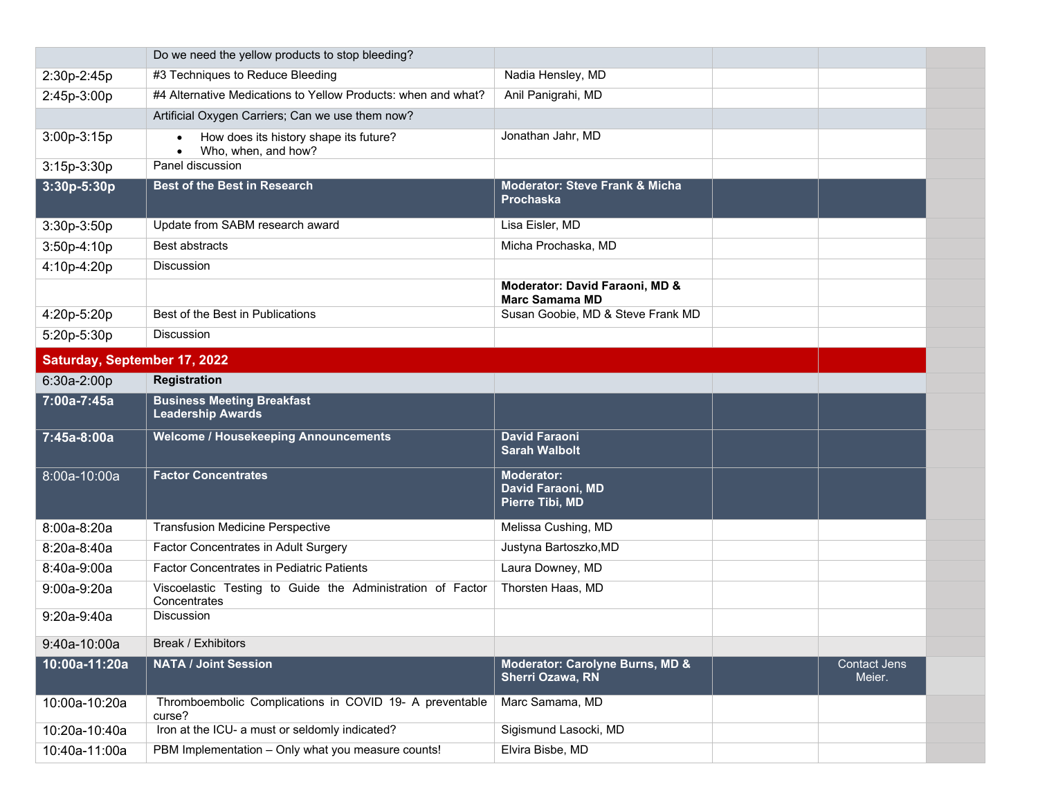| | | | | | |
|---|---|---|---|---|---|
| | Do we need the yellow products to stop bleeding? | | | | |
| 2:30p-2:45p | #3 Techniques to Reduce Bleeding | Nadia Hensley, MD | | | |
| 2:45p-3:00p | #4 Alternative Medications to Yellow Products: when and what? | Anil Panigrahi, MD | | | |
| | Artificial Oxygen Carriers; Can we use them now? | | | | |
| 3:00p-3:15p | • How does its history shape its future?<br>• Who, when, and how? | Jonathan Jahr, MD | | | |
| 3:15p-3:30p | Panel discussion | | | | |
| **3:30p-5:30p** | **Best of the Best in Research** | **Moderator: Steve Frank & Micha Prochaska** | | | |
| 3:30p-3:50p | Update from SABM research award | Lisa Eisler, MD | | | |
| 3:50p-4:10p | Best abstracts | Micha Prochaska, MD | | | |
| 4:10p-4:20p | Discussion | | | | |
| | | **Moderator: David Faraoni, MD & Marc Samama MD** | | | |
| 4:20p-5:20p | Best of the Best in Publications | Susan Goobie, MD & Steve Frank MD | | | |
| 5:20p-5:30p | Discussion | | | | |
| **Saturday, September 17, 2022** | | | | | |
| 6:30a-2:00p | **Registration** | | | | |
| **7:00a-7:45a** | **Business Meeting Breakfast**<br>**Leadership Awards** | | | | |
| **7:45a-8:00a** | **Welcome / Housekeeping Announcements** | **David Faraoni**<br>**Sarah Walbolt** | | | |
| 8:00a-10:00a | **Factor Concentrates** | **Moderator:**<br>**David Faraoni, MD**<br>**Pierre Tibi, MD** | | | |
| 8:00a-8:20a | Transfusion Medicine Perspective | Melissa Cushing, MD | | | |
| 8:20a-8:40a | Factor Concentrates in Adult Surgery | Justyna Bartoszko,MD | | | |
| 8:40a-9:00a | Factor Concentrates in Pediatric Patients | Laura Downey, MD | | | |
| 9:00a-9:20a | Viscoelastic Testing to Guide the Administration of Factor Concentrates | Thorsten Haas, MD | | | |
| 9:20a-9:40a | Discussion | | | | |
| 9:40a-10:00a | Break / Exhibitors | | | | |
| **10:00a-11:20a** | **NATA / Joint Session** | **Moderator: Carolyne Burns, MD & Sherri Ozawa, RN** | | Contact Jens Meier. | |
| 10:00a-10:20a | Thromboembolic Complications in COVID 19- A preventable curse? | Marc Samama, MD | | | |
| 10:20a-10:40a | Iron at the ICU- a must or seldomly indicated? | Sigismund Lasocki, MD | | | |
| 10:40a-11:00a | PBM Implementation – Only what you measure counts! | Elvira Bisbe, MD | | | |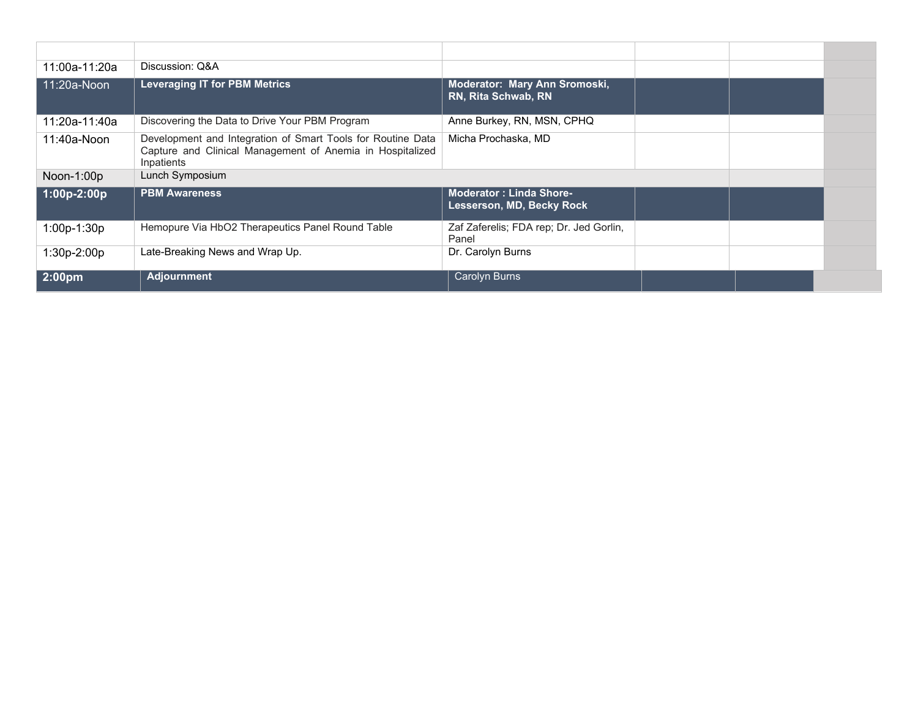| | | | | | |
|---|---|---|---|---|---|
| 11:00a-11:20a | Discussion: Q&A | | | | |
| 11:20a-Noon | **Leveraging IT for PBM Metrics** | **Moderator: Mary Ann Sromoski, RN, Rita Schwab, RN** | | | |
| 11:20a-11:40a | Discovering the Data to Drive Your PBM Program | Anne Burkey, RN, MSN, CPHQ | | | |
| 11:40a-Noon | Development and Integration of Smart Tools for Routine Data Capture and Clinical Management of Anemia in Hospitalized Inpatients | Micha Prochaska, MD | | | |
| Noon-1:00p | Lunch Symposium | | | | |
| **1:00p-2:00p** | **PBM Awareness** | **Moderator : Linda Shore-Lesserson, MD, Becky Rock** | | | |
| 1:00p-1:30p | Hemopure Via HbO2 Therapeutics Panel Round Table | Zaf Zaferelis; FDA rep; Dr. Jed Gorlin, Panel | | | |
| 1:30p-2:00p | Late-Breaking News and Wrap Up. | Dr. Carolyn Burns | | | |
| **2:00pm** | **Adjournment** | Carolyn Burns | | | |